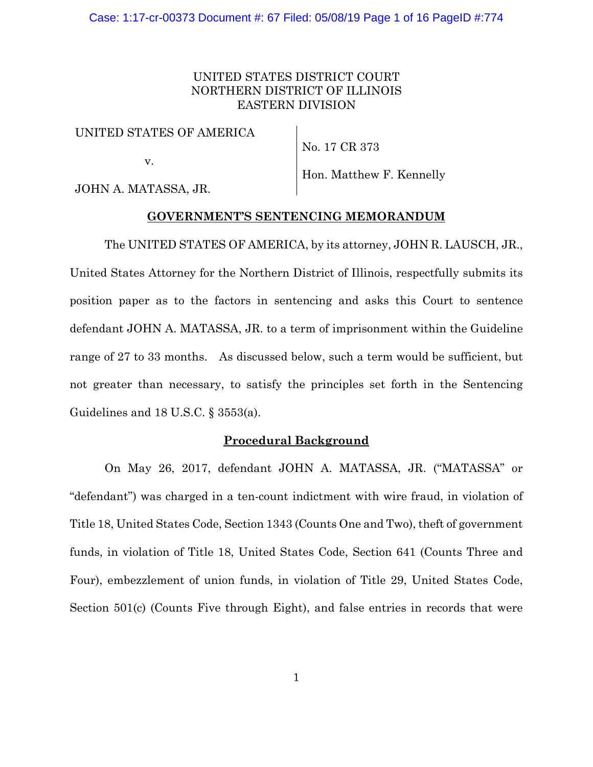UNITED STATES DISTRICT COURT
NORTHERN DISTRICT OF ILLINOIS
EASTERN DIVISION

| | |
|---|---|
| UNITED STATES OF AMERICA | No. 17 CR 373 |
| v. | |
| JOHN A. MATASSA, JR. | Hon. Matthew F. Kennelly |

**GOVERNMENT'S SENTENCING MEMORANDUM**

The UNITED STATES OF AMERICA, by its attorney, JOHN R. LAUSCH, JR., United States Attorney for the Northern District of Illinois, respectfully submits its position paper as to the factors in sentencing and asks this Court to sentence defendant JOHN A. MATASSA, JR. to a term of imprisonment within the Guideline range of 27 to 33 months. As discussed below, such a term would be sufficient, but not greater than necessary, to satisfy the principles set forth in the Sentencing Guidelines and 18 U.S.C. § 3553(a).

**Procedural Background**

On May 26, 2017, defendant JOHN A. MATASSA, JR. ("MATASSA" or "defendant") was charged in a ten-count indictment with wire fraud, in violation of Title 18, United States Code, Section 1343 (Counts One and Two), theft of government funds, in violation of Title 18, United States Code, Section 641 (Counts Three and Four), embezzlement of union funds, in violation of Title 29, United States Code, Section 501(c) (Counts Five through Eight), and false entries in records that were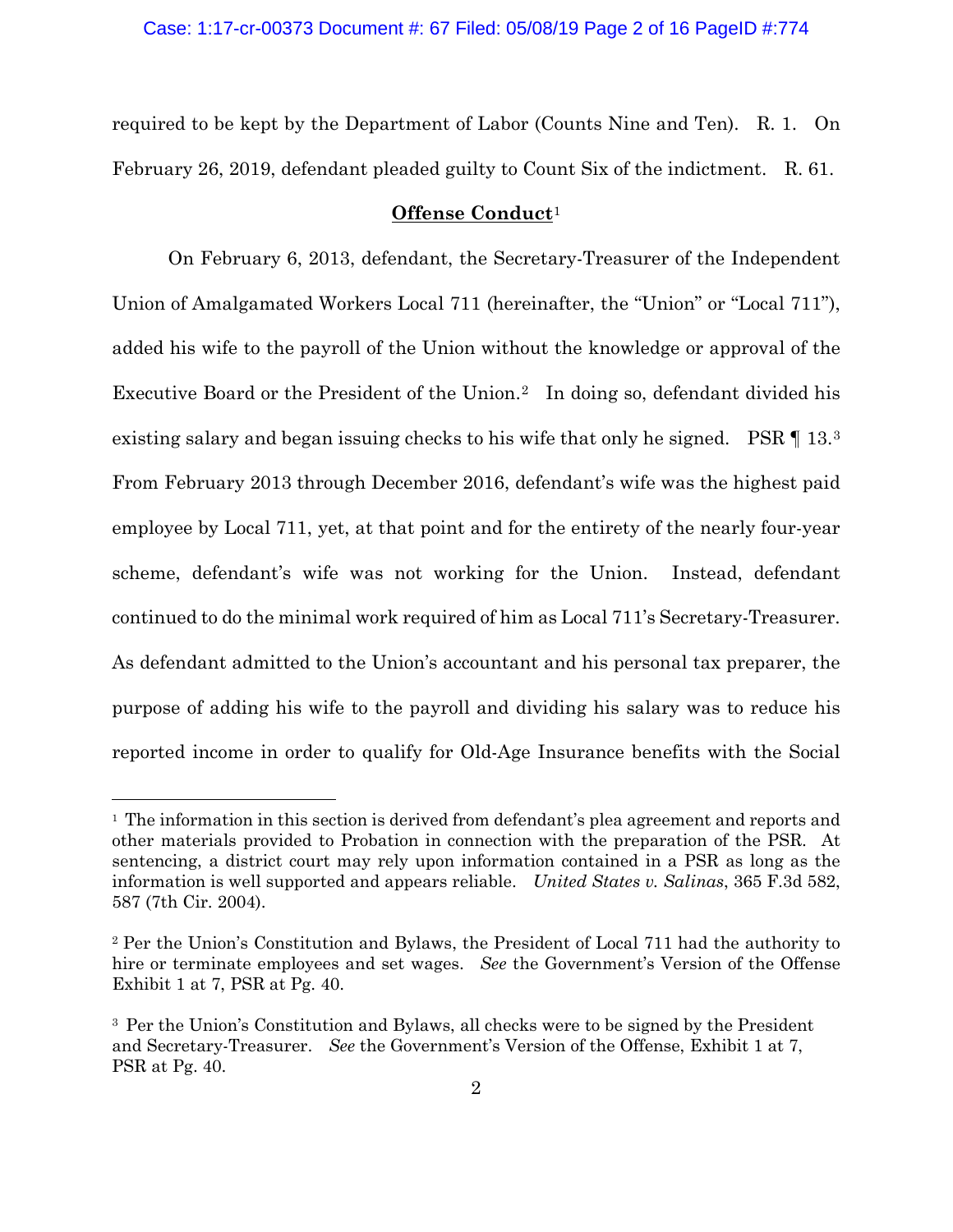required to be kept by the Department of Labor (Counts Nine and Ten). R. 1. On February 26, 2019, defendant pleaded guilty to Count Six of the indictment. R. 61.

**Offense Conduct**[1]

On February 6, 2013, defendant, the Secretary-Treasurer of the Independent Union of Amalgamated Workers Local 711 (hereinafter, the "Union" or "Local 711"), added his wife to the payroll of the Union without the knowledge or approval of the Executive Board or the President of the Union.[2] In doing so, defendant divided his existing salary and began issuing checks to his wife that only he signed. PSR ¶ 13.[3] From February 2013 through December 2016, defendant's wife was the highest paid employee by Local 711, yet, at that point and for the entirety of the nearly four-year scheme, defendant's wife was not working for the Union. Instead, defendant continued to do the minimal work required of him as Local 711's Secretary-Treasurer. As defendant admitted to the Union's accountant and his personal tax preparer, the purpose of adding his wife to the payroll and dividing his salary was to reduce his reported income in order to qualify for Old-Age Insurance benefits with the Social

---

[1] The information in this section is derived from defendant's plea agreement and reports and other materials provided to Probation in connection with the preparation of the PSR. At sentencing, a district court may rely upon information contained in a PSR as long as the information is well supported and appears reliable. *United States v. Salinas*, 365 F.3d 582, 587 (7th Cir. 2004).

[2] Per the Union's Constitution and Bylaws, the President of Local 711 had the authority to hire or terminate employees and set wages. *See* the Government's Version of the Offense Exhibit 1 at 7, PSR at Pg. 40.

[3] Per the Union's Constitution and Bylaws, all checks were to be signed by the President and Secretary-Treasurer. *See* the Government's Version of the Offense, Exhibit 1 at 7, PSR at Pg. 40.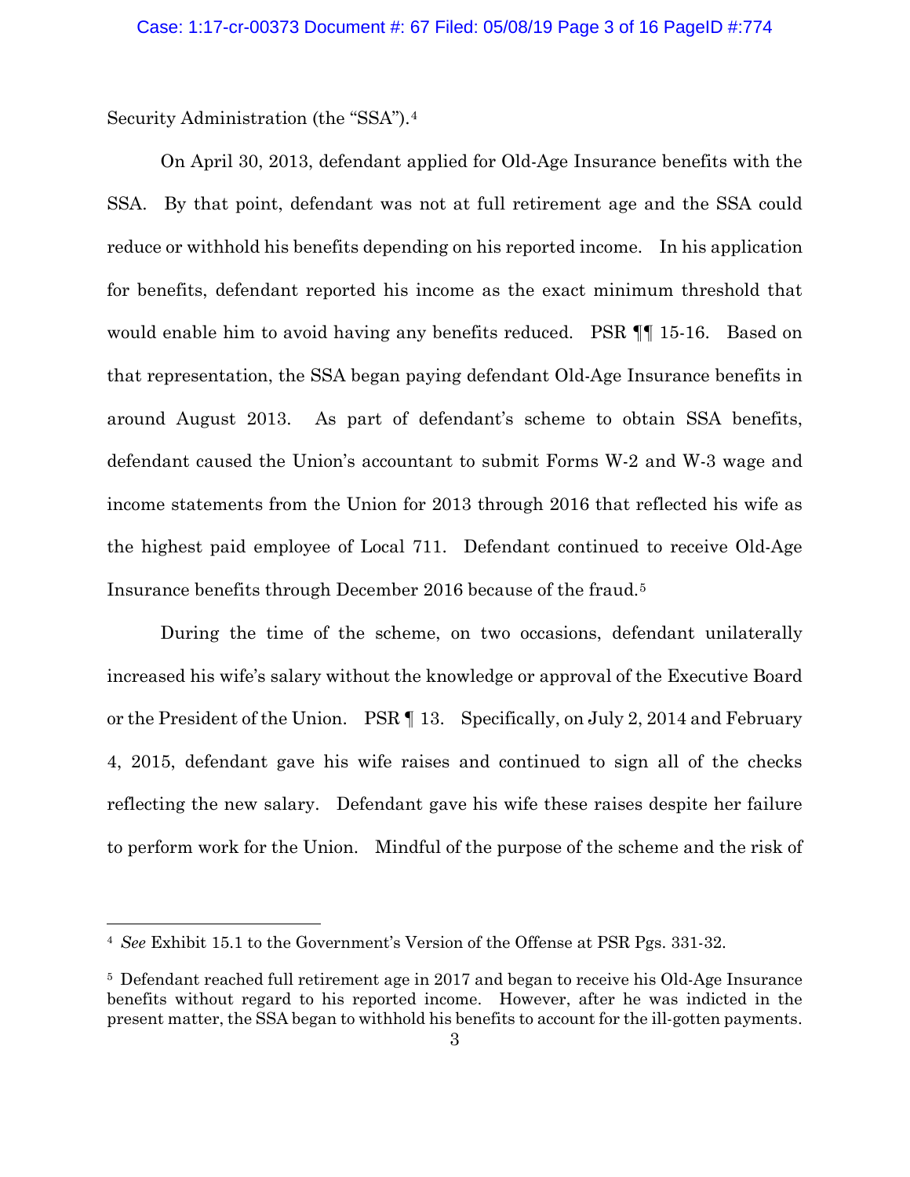Security Administration (the "SSA").[4]

On April 30, 2013, defendant applied for Old-Age Insurance benefits with the SSA. By that point, defendant was not at full retirement age and the SSA could reduce or withhold his benefits depending on his reported income. In his application for benefits, defendant reported his income as the exact minimum threshold that would enable him to avoid having any benefits reduced. PSR ¶¶ 15-16. Based on that representation, the SSA began paying defendant Old-Age Insurance benefits in around August 2013. As part of defendant's scheme to obtain SSA benefits, defendant caused the Union's accountant to submit Forms W-2 and W-3 wage and income statements from the Union for 2013 through 2016 that reflected his wife as the highest paid employee of Local 711. Defendant continued to receive Old-Age Insurance benefits through December 2016 because of the fraud.[5]

During the time of the scheme, on two occasions, defendant unilaterally increased his wife's salary without the knowledge or approval of the Executive Board or the President of the Union. PSR ¶ 13. Specifically, on July 2, 2014 and February 4, 2015, defendant gave his wife raises and continued to sign all of the checks reflecting the new salary. Defendant gave his wife these raises despite her failure to perform work for the Union. Mindful of the purpose of the scheme and the risk of

---

[4] *See* Exhibit 15.1 to the Government's Version of the Offense at PSR Pgs. 331-32.

[5] Defendant reached full retirement age in 2017 and began to receive his Old-Age Insurance benefits without regard to his reported income. However, after he was indicted in the present matter, the SSA began to withhold his benefits to account for the ill-gotten payments.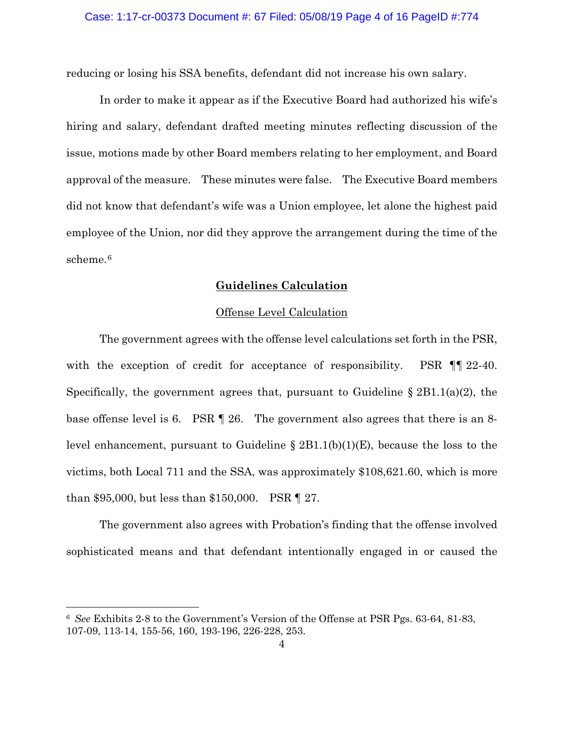reducing or losing his SSA benefits, defendant did not increase his own salary.

In order to make it appear as if the Executive Board had authorized his wife's hiring and salary, defendant drafted meeting minutes reflecting discussion of the issue, motions made by other Board members relating to her employment, and Board approval of the measure. These minutes were false. The Executive Board members did not know that defendant's wife was a Union employee, let alone the highest paid employee of the Union, nor did they approve the arrangement during the time of the scheme.[6]

## **Guidelines Calculation**

### Offense Level Calculation

The government agrees with the offense level calculations set forth in the PSR, with the exception of credit for acceptance of responsibility. PSR ¶¶ 22-40. Specifically, the government agrees that, pursuant to Guideline § 2B1.1(a)(2), the base offense level is 6. PSR ¶ 26. The government also agrees that there is an 8-level enhancement, pursuant to Guideline § 2B1.1(b)(1)(E), because the loss to the victims, both Local 711 and the SSA, was approximately $108,621.60, which is more than $95,000, but less than $150,000. PSR ¶ 27.

The government also agrees with Probation's finding that the offense involved sophisticated means and that defendant intentionally engaged in or caused the

---

[6] *See* Exhibits 2-8 to the Government's Version of the Offense at PSR Pgs. 63-64, 81-83, 107-09, 113-14, 155-56, 160, 193-196, 226-228, 253.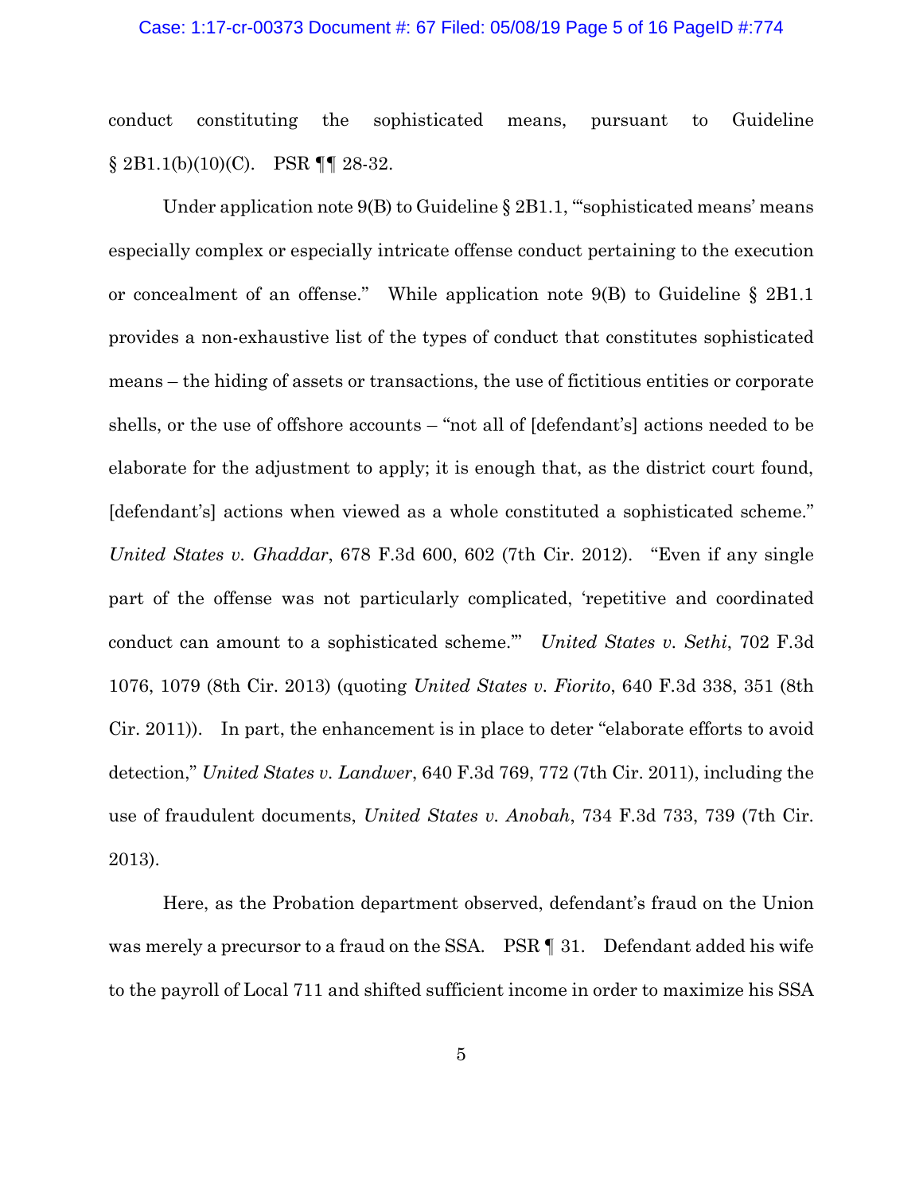conduct constituting the sophisticated means, pursuant to Guideline § 2B1.1(b)(10)(C). PSR ¶¶ 28-32.

Under application note 9(B) to Guideline § 2B1.1, "'sophisticated means' means especially complex or especially intricate offense conduct pertaining to the execution or concealment of an offense." While application note 9(B) to Guideline § 2B1.1 provides a non-exhaustive list of the types of conduct that constitutes sophisticated means – the hiding of assets or transactions, the use of fictitious entities or corporate shells, or the use of offshore accounts – "not all of [defendant's] actions needed to be elaborate for the adjustment to apply; it is enough that, as the district court found, [defendant's] actions when viewed as a whole constituted a sophisticated scheme." *United States v. Ghaddar*, 678 F.3d 600, 602 (7th Cir. 2012). "Even if any single part of the offense was not particularly complicated, 'repetitive and coordinated conduct can amount to a sophisticated scheme.'" *United States v. Sethi*, 702 F.3d 1076, 1079 (8th Cir. 2013) (quoting *United States v. Fiorito*, 640 F.3d 338, 351 (8th Cir. 2011)). In part, the enhancement is in place to deter "elaborate efforts to avoid detection," *United States v. Landwer*, 640 F.3d 769, 772 (7th Cir. 2011), including the use of fraudulent documents, *United States v. Anobah*, 734 F.3d 733, 739 (7th Cir. 2013).

Here, as the Probation department observed, defendant's fraud on the Union was merely a precursor to a fraud on the SSA. PSR ¶ 31. Defendant added his wife to the payroll of Local 711 and shifted sufficient income in order to maximize his SSA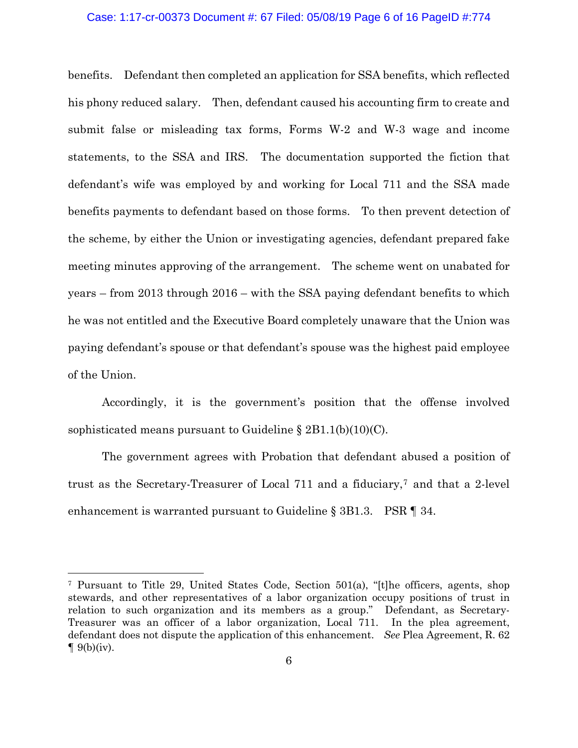benefits. Defendant then completed an application for SSA benefits, which reflected his phony reduced salary. Then, defendant caused his accounting firm to create and submit false or misleading tax forms, Forms W-2 and W-3 wage and income statements, to the SSA and IRS. The documentation supported the fiction that defendant's wife was employed by and working for Local 711 and the SSA made benefits payments to defendant based on those forms. To then prevent detection of the scheme, by either the Union or investigating agencies, defendant prepared fake meeting minutes approving of the arrangement. The scheme went on unabated for years – from 2013 through 2016 – with the SSA paying defendant benefits to which he was not entitled and the Executive Board completely unaware that the Union was paying defendant's spouse or that defendant's spouse was the highest paid employee of the Union.

Accordingly, it is the government's position that the offense involved sophisticated means pursuant to Guideline § 2B1.1(b)(10)(C).

The government agrees with Probation that defendant abused a position of trust as the Secretary-Treasurer of Local 711 and a fiduciary,[7] and that a 2-level enhancement is warranted pursuant to Guideline § 3B1.3. PSR ¶ 34.

---

[7] Pursuant to Title 29, United States Code, Section 501(a), "[t]he officers, agents, shop stewards, and other representatives of a labor organization occupy positions of trust in relation to such organization and its members as a group." Defendant, as Secretary-Treasurer was an officer of a labor organization, Local 711. In the plea agreement, defendant does not dispute the application of this enhancement. *See* Plea Agreement, R. 62 ¶ 9(b)(iv).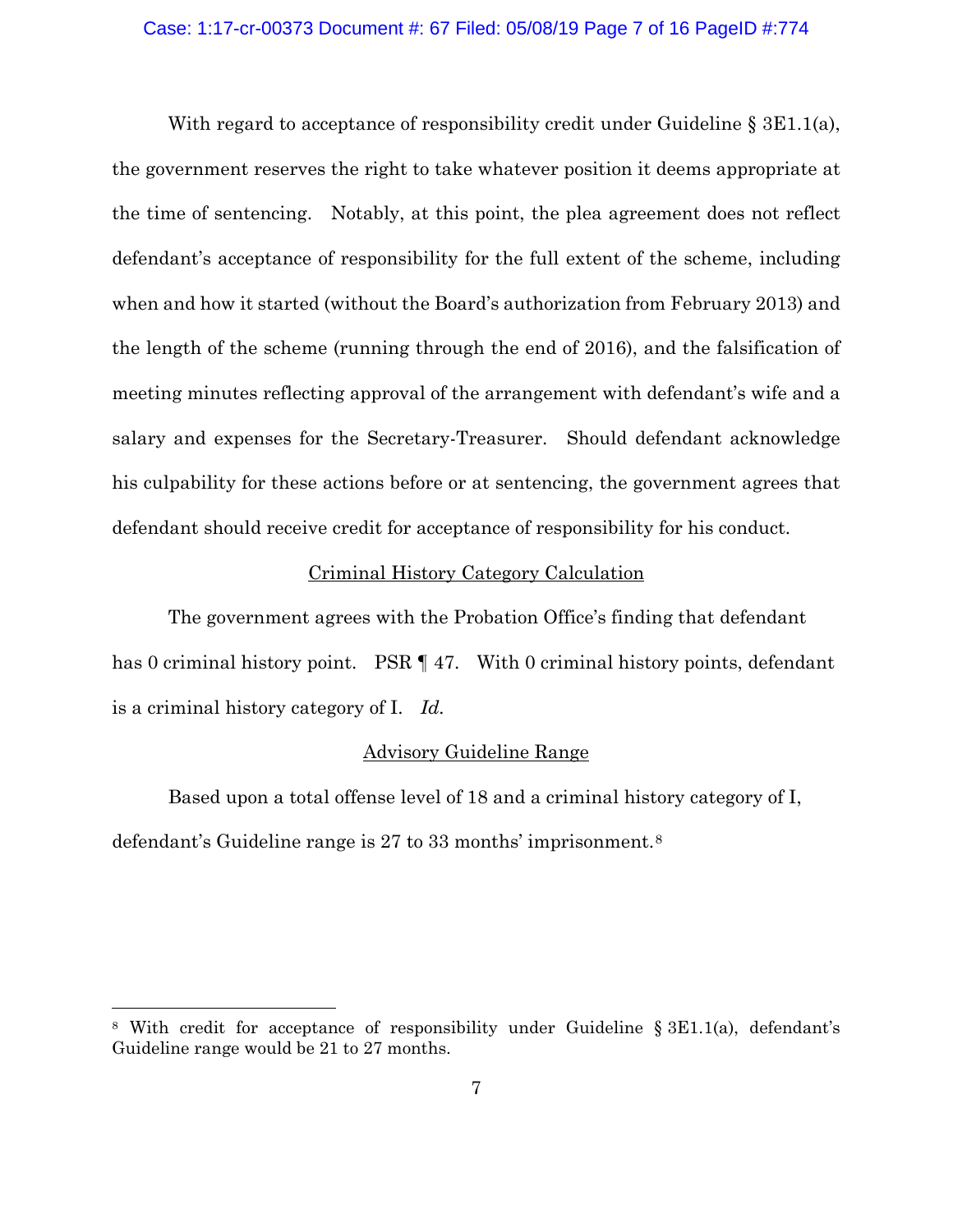With regard to acceptance of responsibility credit under Guideline § 3E1.1(a), the government reserves the right to take whatever position it deems appropriate at the time of sentencing. Notably, at this point, the plea agreement does not reflect defendant's acceptance of responsibility for the full extent of the scheme, including when and how it started (without the Board's authorization from February 2013) and the length of the scheme (running through the end of 2016), and the falsification of meeting minutes reflecting approval of the arrangement with defendant's wife and a salary and expenses for the Secretary-Treasurer. Should defendant acknowledge his culpability for these actions before or at sentencing, the government agrees that defendant should receive credit for acceptance of responsibility for his conduct.

<u>Criminal History Category Calculation</u>

The government agrees with the Probation Office's finding that defendant has 0 criminal history point. PSR ¶ 47. With 0 criminal history points, defendant is a criminal history category of I. *Id.*

<u>Advisory Guideline Range</u>

Based upon a total offense level of 18 and a criminal history category of I, defendant's Guideline range is 27 to 33 months' imprisonment.[8]

---

[8] With credit for acceptance of responsibility under Guideline § 3E1.1(a), defendant's Guideline range would be 21 to 27 months.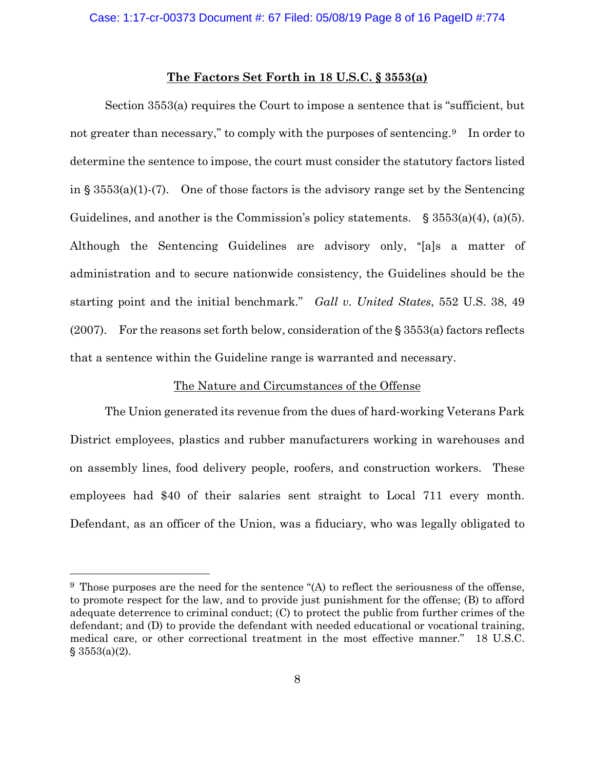## **The Factors Set Forth in 18 U.S.C. § 3553(a)**

Section 3553(a) requires the Court to impose a sentence that is "sufficient, but not greater than necessary," to comply with the purposes of sentencing.[9] In order to determine the sentence to impose, the court must consider the statutory factors listed in § 3553(a)(1)-(7). One of those factors is the advisory range set by the Sentencing Guidelines, and another is the Commission's policy statements. § 3553(a)(4), (a)(5). Although the Sentencing Guidelines are advisory only, "[a]s a matter of administration and to secure nationwide consistency, the Guidelines should be the starting point and the initial benchmark." *Gall v. United States*, 552 U.S. 38, 49 (2007). For the reasons set forth below, consideration of the § 3553(a) factors reflects that a sentence within the Guideline range is warranted and necessary.

### The Nature and Circumstances of the Offense

The Union generated its revenue from the dues of hard-working Veterans Park District employees, plastics and rubber manufacturers working in warehouses and on assembly lines, food delivery people, roofers, and construction workers. These employees had $40 of their salaries sent straight to Local 711 every month. Defendant, as an officer of the Union, was a fiduciary, who was legally obligated to

---

[9] Those purposes are the need for the sentence "(A) to reflect the seriousness of the offense, to promote respect for the law, and to provide just punishment for the offense; (B) to afford adequate deterrence to criminal conduct; (C) to protect the public from further crimes of the defendant; and (D) to provide the defendant with needed educational or vocational training, medical care, or other correctional treatment in the most effective manner." 18 U.S.C. § 3553(a)(2).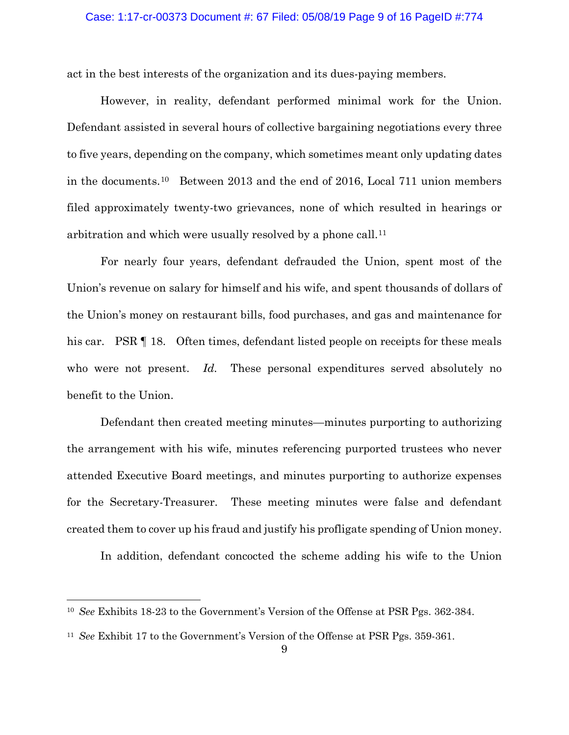act in the best interests of the organization and its dues-paying members.

However, in reality, defendant performed minimal work for the Union. Defendant assisted in several hours of collective bargaining negotiations every three to five years, depending on the company, which sometimes meant only updating dates in the documents.[10] Between 2013 and the end of 2016, Local 711 union members filed approximately twenty-two grievances, none of which resulted in hearings or arbitration and which were usually resolved by a phone call.[11]

For nearly four years, defendant defrauded the Union, spent most of the Union's revenue on salary for himself and his wife, and spent thousands of dollars of the Union's money on restaurant bills, food purchases, and gas and maintenance for his car. PSR ¶ 18. Often times, defendant listed people on receipts for these meals who were not present. *Id.* These personal expenditures served absolutely no benefit to the Union.

Defendant then created meeting minutes—minutes purporting to authorizing the arrangement with his wife, minutes referencing purported trustees who never attended Executive Board meetings, and minutes purporting to authorize expenses for the Secretary-Treasurer. These meeting minutes were false and defendant created them to cover up his fraud and justify his profligate spending of Union money.

In addition, defendant concocted the scheme adding his wife to the Union

---

[10] *See* Exhibits 18-23 to the Government's Version of the Offense at PSR Pgs. 362-384.

[11] *See* Exhibit 17 to the Government's Version of the Offense at PSR Pgs. 359-361.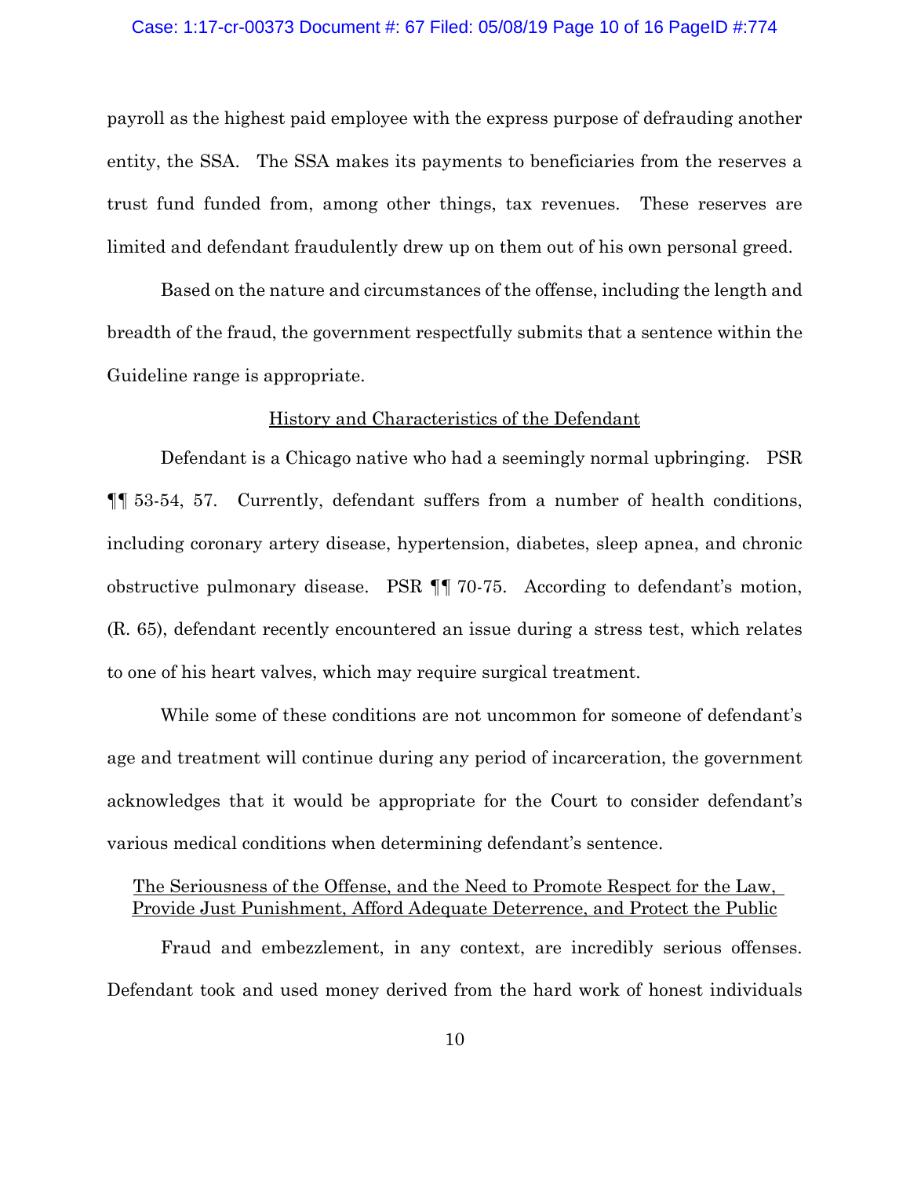payroll as the highest paid employee with the express purpose of defrauding another entity, the SSA. The SSA makes its payments to beneficiaries from the reserves a trust fund funded from, among other things, tax revenues. These reserves are limited and defendant fraudulently drew up on them out of his own personal greed.

Based on the nature and circumstances of the offense, including the length and breadth of the fraud, the government respectfully submits that a sentence within the Guideline range is appropriate.

<u>History and Characteristics of the Defendant</u>

Defendant is a Chicago native who had a seemingly normal upbringing. PSR ¶¶ 53-54, 57. Currently, defendant suffers from a number of health conditions, including coronary artery disease, hypertension, diabetes, sleep apnea, and chronic obstructive pulmonary disease. PSR ¶¶ 70-75. According to defendant's motion, (R. 65), defendant recently encountered an issue during a stress test, which relates to one of his heart valves, which may require surgical treatment.

While some of these conditions are not uncommon for someone of defendant's age and treatment will continue during any period of incarceration, the government acknowledges that it would be appropriate for the Court to consider defendant's various medical conditions when determining defendant's sentence.

<u>The Seriousness of the Offense, and the Need to Promote Respect for the Law, Provide Just Punishment, Afford Adequate Deterrence, and Protect the Public</u>

Fraud and embezzlement, in any context, are incredibly serious offenses. Defendant took and used money derived from the hard work of honest individuals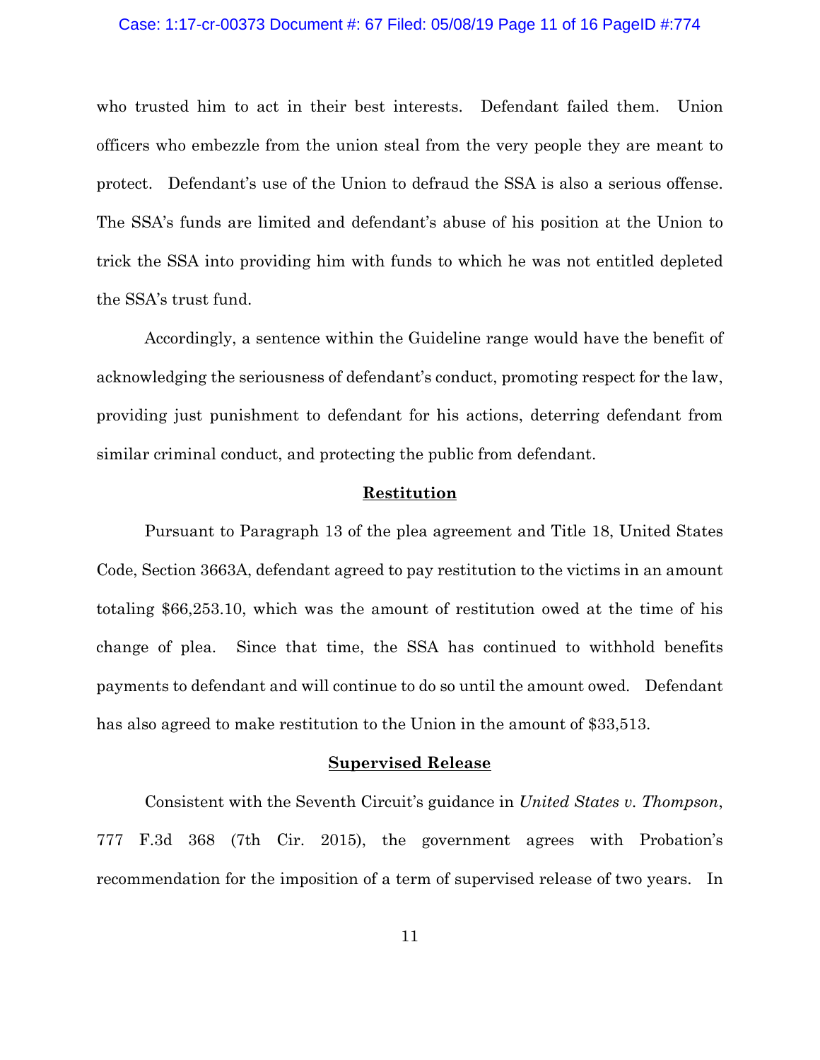who trusted him to act in their best interests. Defendant failed them. Union officers who embezzle from the union steal from the very people they are meant to protect. Defendant's use of the Union to defraud the SSA is also a serious offense. The SSA's funds are limited and defendant's abuse of his position at the Union to trick the SSA into providing him with funds to which he was not entitled depleted the SSA's trust fund.

Accordingly, a sentence within the Guideline range would have the benefit of acknowledging the seriousness of defendant's conduct, promoting respect for the law, providing just punishment to defendant for his actions, deterring defendant from similar criminal conduct, and protecting the public from defendant.

## Restitution

Pursuant to Paragraph 13 of the plea agreement and Title 18, United States Code, Section 3663A, defendant agreed to pay restitution to the victims in an amount totaling $66,253.10, which was the amount of restitution owed at the time of his change of plea. Since that time, the SSA has continued to withhold benefits payments to defendant and will continue to do so until the amount owed. Defendant has also agreed to make restitution to the Union in the amount of $33,513.

## Supervised Release

Consistent with the Seventh Circuit's guidance in *United States v. Thompson*, 777 F.3d 368 (7th Cir. 2015), the government agrees with Probation's recommendation for the imposition of a term of supervised release of two years. In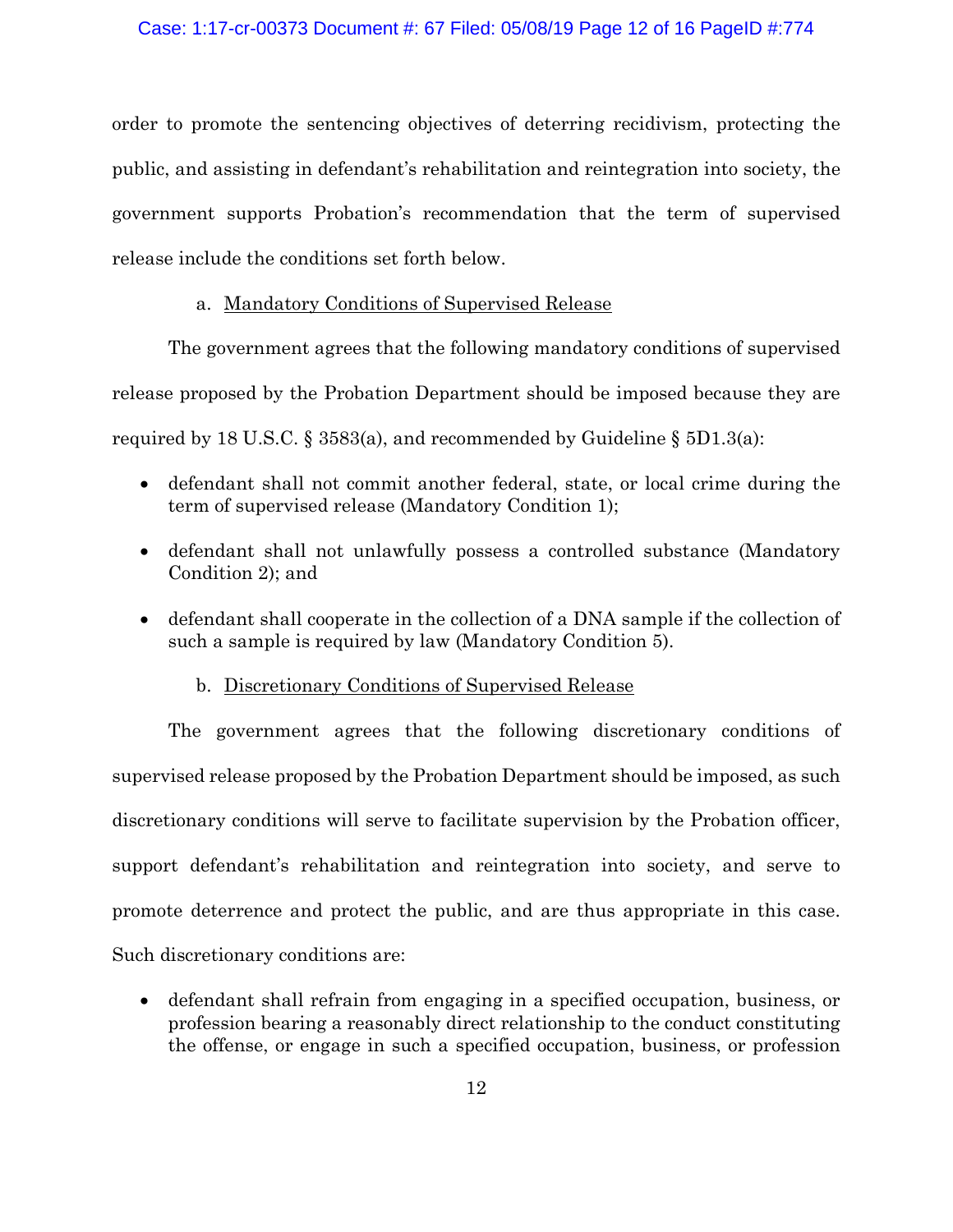order to promote the sentencing objectives of deterring recidivism, protecting the public, and assisting in defendant's rehabilitation and reintegration into society, the government supports Probation's recommendation that the term of supervised release include the conditions set forth below.

a. Mandatory Conditions of Supervised Release

The government agrees that the following mandatory conditions of supervised release proposed by the Probation Department should be imposed because they are required by 18 U.S.C. § 3583(a), and recommended by Guideline § 5D1.3(a):

- defendant shall not commit another federal, state, or local crime during the term of supervised release (Mandatory Condition 1);
- defendant shall not unlawfully possess a controlled substance (Mandatory Condition 2); and
- defendant shall cooperate in the collection of a DNA sample if the collection of such a sample is required by law (Mandatory Condition 5).

b. Discretionary Conditions of Supervised Release

The government agrees that the following discretionary conditions of supervised release proposed by the Probation Department should be imposed, as such discretionary conditions will serve to facilitate supervision by the Probation officer, support defendant's rehabilitation and reintegration into society, and serve to promote deterrence and protect the public, and are thus appropriate in this case. Such discretionary conditions are:

- defendant shall refrain from engaging in a specified occupation, business, or profession bearing a reasonably direct relationship to the conduct constituting the offense, or engage in such a specified occupation, business, or profession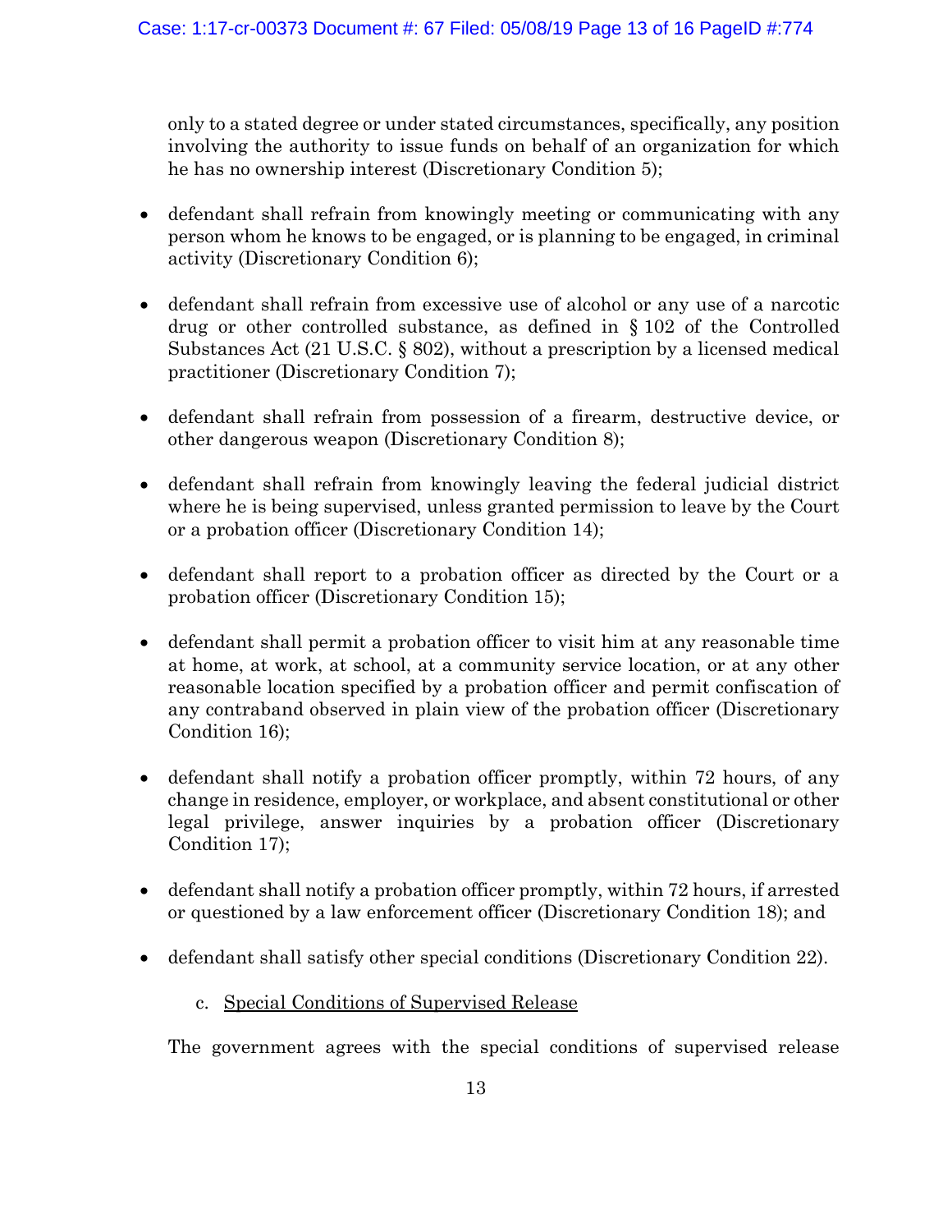only to a stated degree or under stated circumstances, specifically, any position involving the authority to issue funds on behalf of an organization for which he has no ownership interest (Discretionary Condition 5);

- defendant shall refrain from knowingly meeting or communicating with any person whom he knows to be engaged, or is planning to be engaged, in criminal activity (Discretionary Condition 6);

- defendant shall refrain from excessive use of alcohol or any use of a narcotic drug or other controlled substance, as defined in § 102 of the Controlled Substances Act (21 U.S.C. § 802), without a prescription by a licensed medical practitioner (Discretionary Condition 7);

- defendant shall refrain from possession of a firearm, destructive device, or other dangerous weapon (Discretionary Condition 8);

- defendant shall refrain from knowingly leaving the federal judicial district where he is being supervised, unless granted permission to leave by the Court or a probation officer (Discretionary Condition 14);

- defendant shall report to a probation officer as directed by the Court or a probation officer (Discretionary Condition 15);

- defendant shall permit a probation officer to visit him at any reasonable time at home, at work, at school, at a community service location, or at any other reasonable location specified by a probation officer and permit confiscation of any contraband observed in plain view of the probation officer (Discretionary Condition 16);

- defendant shall notify a probation officer promptly, within 72 hours, of any change in residence, employer, or workplace, and absent constitutional or other legal privilege, answer inquiries by a probation officer (Discretionary Condition 17);

- defendant shall notify a probation officer promptly, within 72 hours, if arrested or questioned by a law enforcement officer (Discretionary Condition 18); and

- defendant shall satisfy other special conditions (Discretionary Condition 22).

c. Special Conditions of Supervised Release

The government agrees with the special conditions of supervised release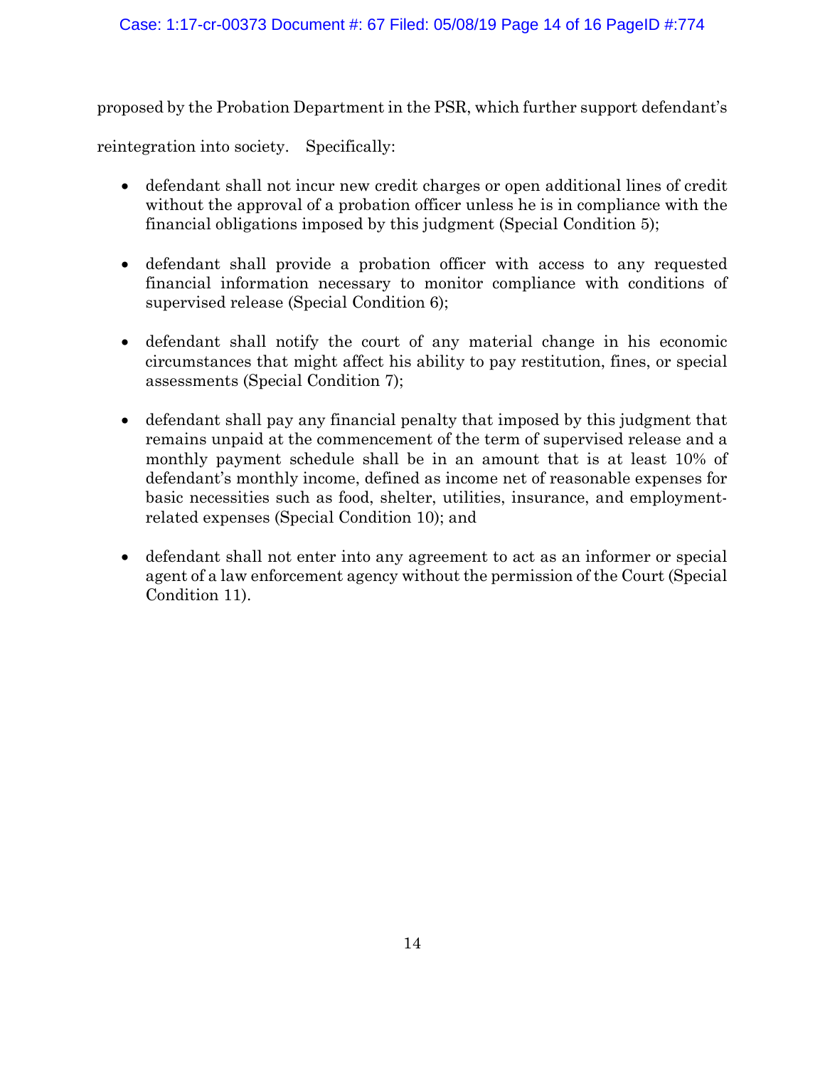proposed by the Probation Department in the PSR, which further support defendant's reintegration into society. Specifically:

- defendant shall not incur new credit charges or open additional lines of credit without the approval of a probation officer unless he is in compliance with the financial obligations imposed by this judgment (Special Condition 5);

- defendant shall provide a probation officer with access to any requested financial information necessary to monitor compliance with conditions of supervised release (Special Condition 6);

- defendant shall notify the court of any material change in his economic circumstances that might affect his ability to pay restitution, fines, or special assessments (Special Condition 7);

- defendant shall pay any financial penalty that imposed by this judgment that remains unpaid at the commencement of the term of supervised release and a monthly payment schedule shall be in an amount that is at least 10% of defendant's monthly income, defined as income net of reasonable expenses for basic necessities such as food, shelter, utilities, insurance, and employment-related expenses (Special Condition 10); and

- defendant shall not enter into any agreement to act as an informer or special agent of a law enforcement agency without the permission of the Court (Special Condition 11).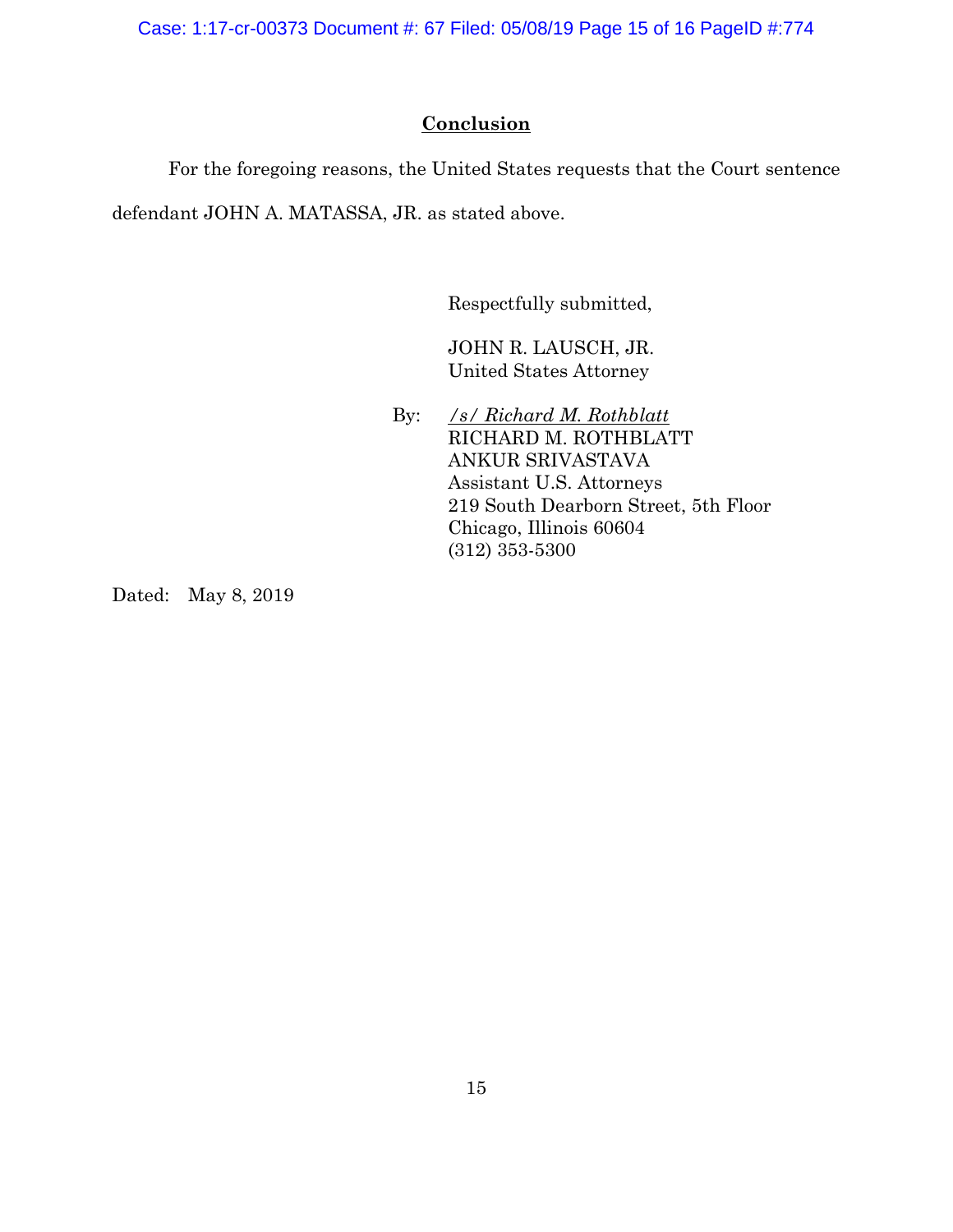## Conclusion

For the foregoing reasons, the United States requests that the Court sentence defendant JOHN A. MATASSA, JR. as stated above.

Respectfully submitted,

JOHN R. LAUSCH, JR.
United States Attorney

By: */s/ Richard M. Rothblatt*
RICHARD M. ROTHBLATT
ANKUR SRIVASTAVA
Assistant U.S. Attorneys
219 South Dearborn Street, 5th Floor
Chicago, Illinois 60604
(312) 353-5300

Dated: May 8, 2019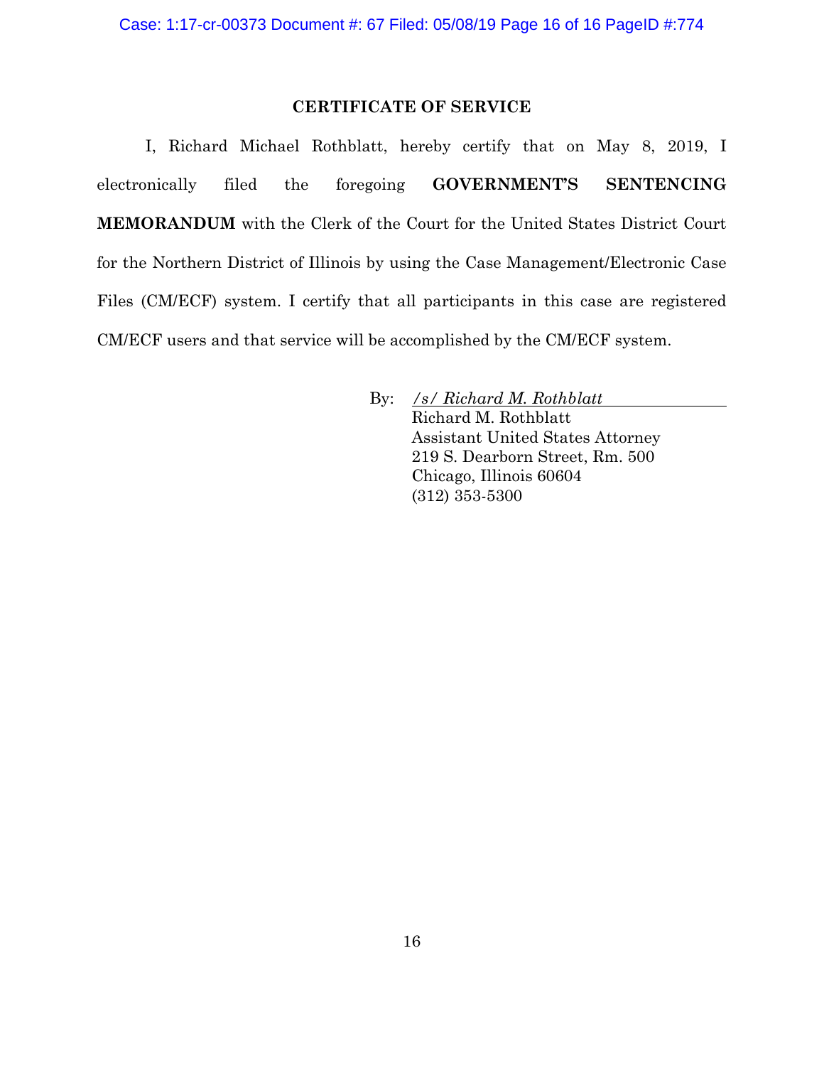## CERTIFICATE OF SERVICE

I, Richard Michael Rothblatt, hereby certify that on May 8, 2019, I electronically filed the foregoing **GOVERNMENT'S SENTENCING MEMORANDUM** with the Clerk of the Court for the United States District Court for the Northern District of Illinois by using the Case Management/Electronic Case Files (CM/ECF) system. I certify that all participants in this case are registered CM/ECF users and that service will be accomplished by the CM/ECF system.

By: *<u>/s/ Richard M. Rothblatt</u>*
Richard M. Rothblatt
Assistant United States Attorney
219 S. Dearborn Street, Rm. 500
Chicago, Illinois 60604
(312) 353-5300